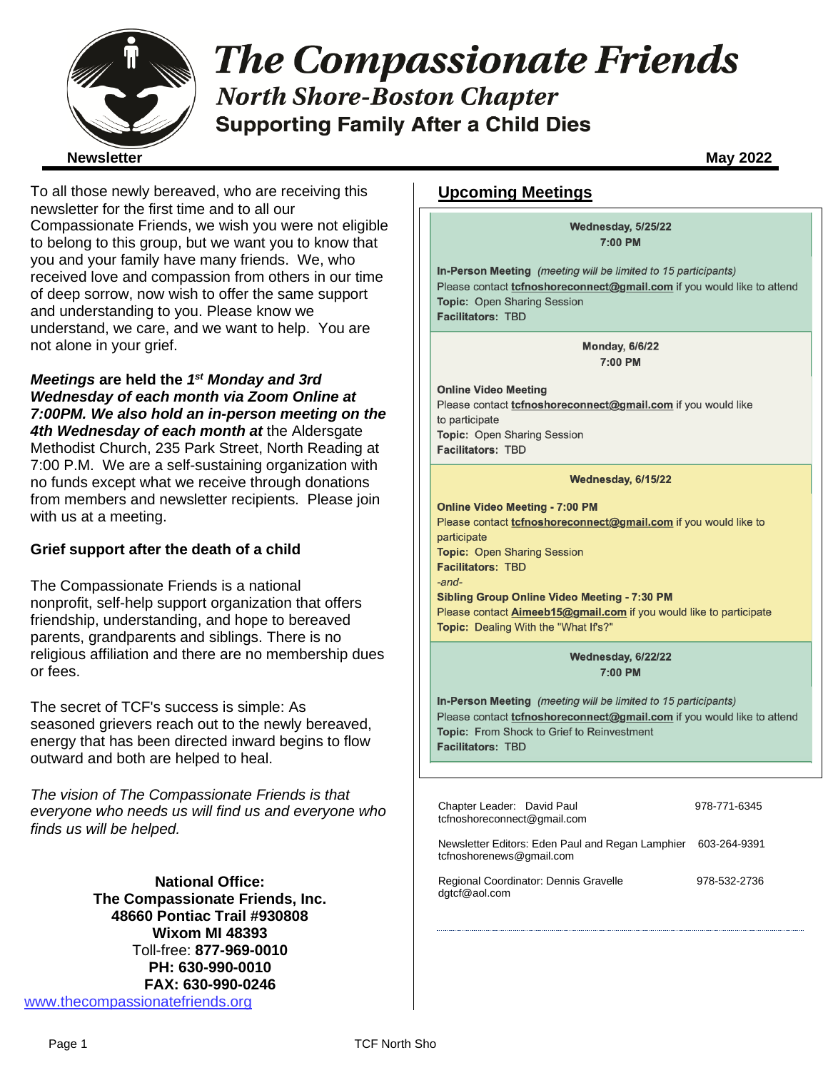# The Compassionate Friends

## North Shore-Boston Chapter

### Supporting Family After a Child Dies

**Newsletter** **May 2022**

To all those newly bereaved, who are receiving this newsletter for the first time and to all our Compassionate Friends, we wish you were not eligible to belong to this group, but we want you to know that you and your family have many friends. We, who received love and compassion from others in our time of deep sorrow, now wish to offer the same support and understanding to you. Please know we understand, we care, and we want to help. You are not alone in your grief.

***Meetings*** **are held the** ***1st Monday and 3rd Wednesday of each month via Zoom Online at 7:00PM. We also hold an in-person meeting on the 4th Wednesday of each month at*** the Aldersgate Methodist Church, 235 Park Street, North Reading at 7:00 P.M. We are a self-sustaining organization with no funds except what we receive through donations from members and newsletter recipients. Please join with us at a meeting.

**Grief support after the death of a child**

The Compassionate Friends is a national nonprofit, self-help support organization that offers friendship, understanding, and hope to bereaved parents, grandparents and siblings. There is no religious affiliation and there are no membership dues or fees.

The secret of TCF's success is simple: As seasoned grievers reach out to the newly bereaved, energy that has been directed inward begins to flow outward and both are helped to heal.

*The vision of The Compassionate Friends is that everyone who needs us will find us and everyone who finds us will be helped.*

**National Office:**
**The Compassionate Friends, Inc.**
**48660 Pontiac Trail #930808**
**Wixom MI 48393**
Toll-free: **877-969-0010**
**PH: 630-990-0010**
**FAX: 630-990-0246**
www.thecompassionatefriends.org

## Upcoming Meetings

**Wednesday, 5/25/22**
**7:00 PM**

**In-Person Meeting** *(meeting will be limited to 15 participants)*
Please contact **tcfnoshoreconnect@gmail.com** if you would like to attend
**Topic:** Open Sharing Session
**Facilitators:** TBD

**Monday, 6/6/22**
**7:00 PM**

**Online Video Meeting**
Please contact **tcfnoshoreconnect@gmail.com** if you would like to participate
**Topic:** Open Sharing Session
**Facilitators:** TBD

**Wednesday, 6/15/22**

**Online Video Meeting - 7:00 PM**
Please contact **tcfnoshoreconnect@gmail.com** if you would like to participate
**Topic:** Open Sharing Session
**Facilitators:** TBD
*-and-*
**Sibling Group Online Video Meeting - 7:30 PM**
Please contact **Aimeeb15@gmail.com** if you would like to participate
**Topic:** Dealing With the "What If's?"

**Wednesday, 6/22/22**
**7:00 PM**

**In-Person Meeting** *(meeting will be limited to 15 participants)*
Please contact **tcfnoshoreconnect@gmail.com** if you would like to attend
**Topic:** From Shock to Grief to Reinvestment
**Facilitators:** TBD

Chapter Leader: David Paul 978-771-6345
tcfnoshoreconnect@gmail.com

Newsletter Editors: Eden Paul and Regan Lamphier 603-264-9391
tcfnoshorenews@gmail.com

Regional Coordinator: Dennis Gravelle 978-532-2736
dgtcf@aol.com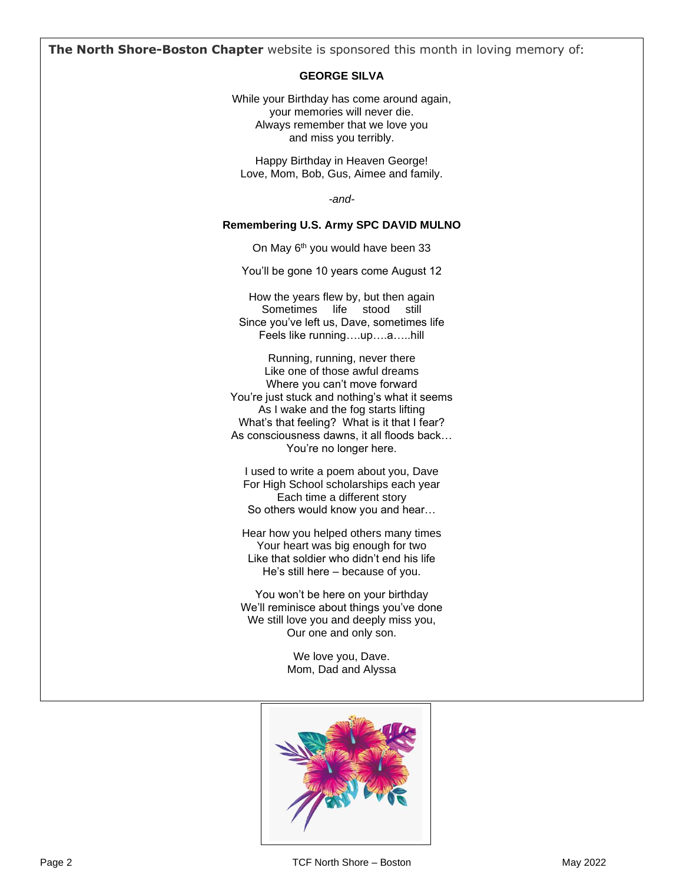**The North Shore-Boston Chapter** website is sponsored this month in loving memory of:

**GEORGE SILVA**

While your Birthday has come around again,
your memories will never die.
Always remember that we love you
and miss you terribly.

Happy Birthday in Heaven George!
Love, Mom, Bob, Gus, Aimee and family.

*-and-*

**Remembering U.S. Army SPC DAVID MULNO**

On May 6th you would have been 33

You'll be gone 10 years come August 12

How the years flew by, but then again
Sometimes life stood still
Since you've left us, Dave, sometimes life
Feels like running….up….a…..hill

Running, running, never there
Like one of those awful dreams
Where you can't move forward
You're just stuck and nothing's what it seems
As I wake and the fog starts lifting
What's that feeling? What is it that I fear?
As consciousness dawns, it all floods back…
You're no longer here.

I used to write a poem about you, Dave
For High School scholarships each year
Each time a different story
So others would know you and hear…

Hear how you helped others many times
Your heart was big enough for two
Like that soldier who didn't end his life
He's still here – because of you.

You won't be here on your birthday
We'll reminisce about things you've done
We still love you and deeply miss you,
Our one and only son.

We love you, Dave.
Mom, Dad and Alyssa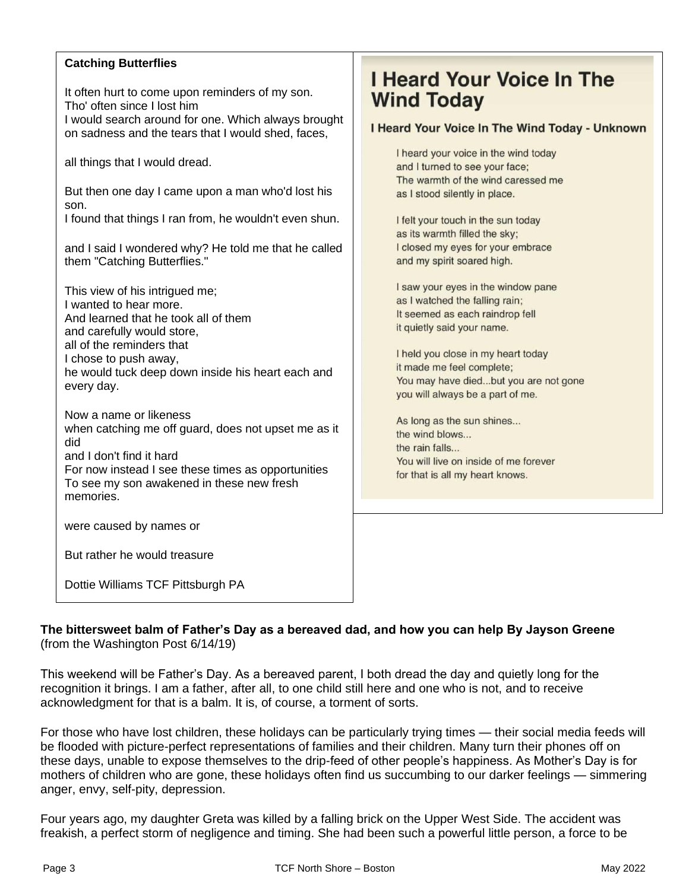**Catching Butterflies**

It often hurt to come upon reminders of my son.
Tho' often since I lost him
I would search around for one. Which always brought on sadness and the tears that I would shed, faces,

all things that I would dread.

But then one day I came upon a man who'd lost his son.
I found that things I ran from, he wouldn't even shun.

and I said I wondered why? He told me that he called them "Catching Butterflies."

This view of his intrigued me;
I wanted to hear more.
And learned that he took all of them
and carefully would store,
all of the reminders that
I chose to push away,
he would tuck deep down inside his heart each and every day.

Now a name or likeness
when catching me off guard, does not upset me as it did
and I don't find it hard
For now instead I see these times as opportunities
To see my son awakened in these new fresh memories.

were caused by names or

But rather he would treasure

Dottie Williams TCF Pittsburgh PA

# I Heard Your Voice In The Wind Today

### I Heard Your Voice In The Wind Today - Unknown

I heard your voice in the wind today
and I turned to see your face;
The warmth of the wind caressed me
as I stood silently in place.

I felt your touch in the sun today
as its warmth filled the sky;
I closed my eyes for your embrace
and my spirit soared high.

I saw your eyes in the window pane
as I watched the falling rain;
It seemed as each raindrop fell
it quietly said your name.

I held you close in my heart today
it made me feel complete;
You may have died...but you are not gone
you will always be a part of me.

As long as the sun shines...
the wind blows...
the rain falls...
You will live on inside of me forever
for that is all my heart knows.

**The bittersweet balm of Father's Day as a bereaved dad, and how you can help By Jayson Greene** (from the Washington Post 6/14/19)

This weekend will be Father's Day. As a bereaved parent, I both dread the day and quietly long for the recognition it brings. I am a father, after all, to one child still here and one who is not, and to receive acknowledgment for that is a balm. It is, of course, a torment of sorts.

For those who have lost children, these holidays can be particularly trying times — their social media feeds will be flooded with picture-perfect representations of families and their children. Many turn their phones off on these days, unable to expose themselves to the drip-feed of other people's happiness. As Mother's Day is for mothers of children who are gone, these holidays often find us succumbing to our darker feelings — simmering anger, envy, self-pity, depression.

Four years ago, my daughter Greta was killed by a falling brick on the Upper West Side. The accident was freakish, a perfect storm of negligence and timing. She had been such a powerful little person, a force to be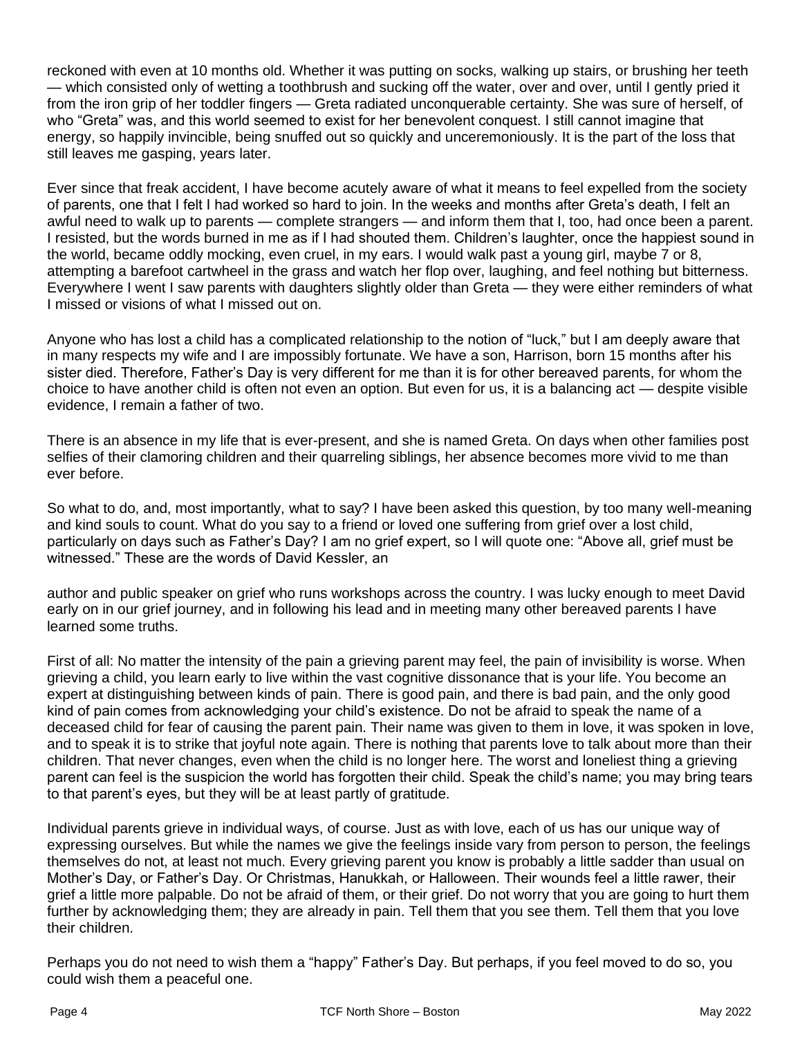reckoned with even at 10 months old. Whether it was putting on socks, walking up stairs, or brushing her teeth — which consisted only of wetting a toothbrush and sucking off the water, over and over, until I gently pried it from the iron grip of her toddler fingers — Greta radiated unconquerable certainty. She was sure of herself, of who "Greta" was, and this world seemed to exist for her benevolent conquest. I still cannot imagine that energy, so happily invincible, being snuffed out so quickly and unceremoniously. It is the part of the loss that still leaves me gasping, years later.

Ever since that freak accident, I have become acutely aware of what it means to feel expelled from the society of parents, one that I felt I had worked so hard to join. In the weeks and months after Greta's death, I felt an awful need to walk up to parents — complete strangers — and inform them that I, too, had once been a parent. I resisted, but the words burned in me as if I had shouted them. Children's laughter, once the happiest sound in the world, became oddly mocking, even cruel, in my ears. I would walk past a young girl, maybe 7 or 8, attempting a barefoot cartwheel in the grass and watch her flop over, laughing, and feel nothing but bitterness. Everywhere I went I saw parents with daughters slightly older than Greta — they were either reminders of what I missed or visions of what I missed out on.

Anyone who has lost a child has a complicated relationship to the notion of "luck," but I am deeply aware that in many respects my wife and I are impossibly fortunate. We have a son, Harrison, born 15 months after his sister died. Therefore, Father's Day is very different for me than it is for other bereaved parents, for whom the choice to have another child is often not even an option. But even for us, it is a balancing act — despite visible evidence, I remain a father of two.

There is an absence in my life that is ever-present, and she is named Greta. On days when other families post selfies of their clamoring children and their quarreling siblings, her absence becomes more vivid to me than ever before.

So what to do, and, most importantly, what to say? I have been asked this question, by too many well-meaning and kind souls to count. What do you say to a friend or loved one suffering from grief over a lost child, particularly on days such as Father's Day? I am no grief expert, so I will quote one: "Above all, grief must be witnessed." These are the words of David Kessler, an author and public speaker on grief who runs workshops across the country. I was lucky enough to meet David early on in our grief journey, and in following his lead and in meeting many other bereaved parents I have learned some truths.

First of all: No matter the intensity of the pain a grieving parent may feel, the pain of invisibility is worse. When grieving a child, you learn early to live within the vast cognitive dissonance that is your life. You become an expert at distinguishing between kinds of pain. There is good pain, and there is bad pain, and the only good kind of pain comes from acknowledging your child's existence. Do not be afraid to speak the name of a deceased child for fear of causing the parent pain. Their name was given to them in love, it was spoken in love, and to speak it is to strike that joyful note again. There is nothing that parents love to talk about more than their children. That never changes, even when the child is no longer here. The worst and loneliest thing a grieving parent can feel is the suspicion the world has forgotten their child. Speak the child's name; you may bring tears to that parent's eyes, but they will be at least partly of gratitude.

Individual parents grieve in individual ways, of course. Just as with love, each of us has our unique way of expressing ourselves. But while the names we give the feelings inside vary from person to person, the feelings themselves do not, at least not much. Every grieving parent you know is probably a little sadder than usual on Mother's Day, or Father's Day. Or Christmas, Hanukkah, or Halloween. Their wounds feel a little rawer, their grief a little more palpable. Do not be afraid of them, or their grief. Do not worry that you are going to hurt them further by acknowledging them; they are already in pain. Tell them that you see them. Tell them that you love their children.

Perhaps you do not need to wish them a "happy" Father's Day. But perhaps, if you feel moved to do so, you could wish them a peaceful one.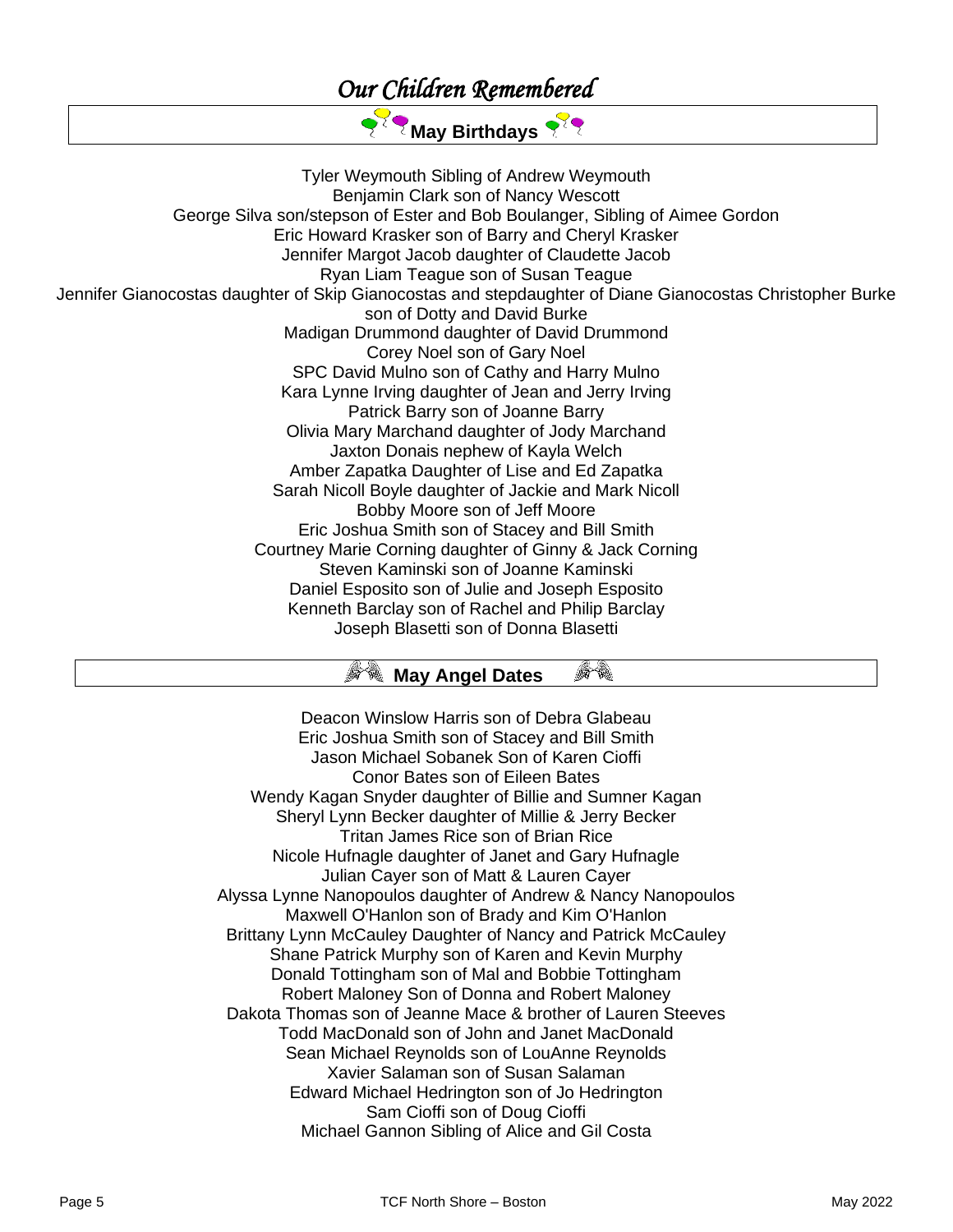# *Our Children Remembered*

## May Birthdays

Tyler Weymouth Sibling of Andrew Weymouth
Benjamin Clark son of Nancy Wescott
George Silva son/stepson of Ester and Bob Boulanger, Sibling of Aimee Gordon
Eric Howard Krasker son of Barry and Cheryl Krasker
Jennifer Margot Jacob daughter of Claudette Jacob
Ryan Liam Teague son of Susan Teague
Jennifer Gianocostas daughter of Skip Gianocostas and stepdaughter of Diane Gianocostas Christopher Burke son of Dotty and David Burke
Madigan Drummond daughter of David Drummond
Corey Noel son of Gary Noel
SPC David Mulno son of Cathy and Harry Mulno
Kara Lynne Irving daughter of Jean and Jerry Irving
Patrick Barry son of Joanne Barry
Olivia Mary Marchand daughter of Jody Marchand
Jaxton Donais nephew of Kayla Welch
Amber Zapatka Daughter of Lise and Ed Zapatka
Sarah Nicoll Boyle daughter of Jackie and Mark Nicoll
Bobby Moore son of Jeff Moore
Eric Joshua Smith son of Stacey and Bill Smith
Courtney Marie Corning daughter of Ginny & Jack Corning
Steven Kaminski son of Joanne Kaminski
Daniel Esposito son of Julie and Joseph Esposito
Kenneth Barclay son of Rachel and Philip Barclay
Joseph Blasetti son of Donna Blasetti

## May Angel Dates

Deacon Winslow Harris son of Debra Glabeau
Eric Joshua Smith son of Stacey and Bill Smith
Jason Michael Sobanek Son of Karen Cioffi
Conor Bates son of Eileen Bates
Wendy Kagan Snyder daughter of Billie and Sumner Kagan
Sheryl Lynn Becker daughter of Millie & Jerry Becker
Tritan James Rice son of Brian Rice
Nicole Hufnagle daughter of Janet and Gary Hufnagle
Julian Cayer son of Matt & Lauren Cayer
Alyssa Lynne Nanopoulos daughter of Andrew & Nancy Nanopoulos
Maxwell O'Hanlon son of Brady and Kim O'Hanlon
Brittany Lynn McCauley Daughter of Nancy and Patrick McCauley
Shane Patrick Murphy son of Karen and Kevin Murphy
Donald Tottingham son of Mal and Bobbie Tottingham
Robert Maloney Son of Donna and Robert Maloney
Dakota Thomas son of Jeanne Mace & brother of Lauren Steeves
Todd MacDonald son of John and Janet MacDonald
Sean Michael Reynolds son of LouAnne Reynolds
Xavier Salaman son of Susan Salaman
Edward Michael Hedrington son of Jo Hedrington
Sam Cioffi son of Doug Cioffi
Michael Gannon Sibling of Alice and Gil Costa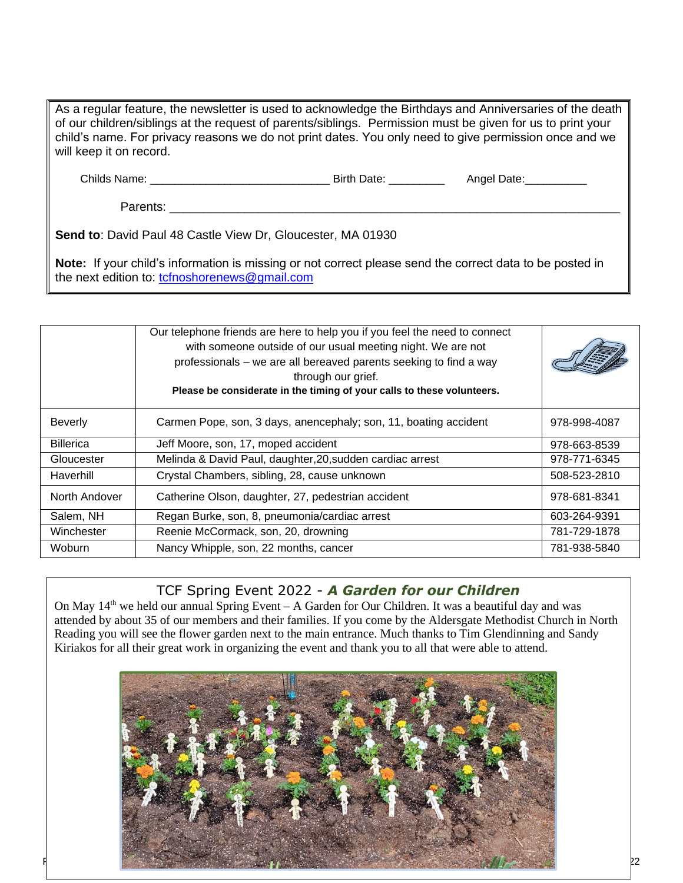As a regular feature, the newsletter is used to acknowledge the Birthdays and Anniversaries of the death of our children/siblings at the request of parents/siblings. Permission must be given for us to print your child's name. For privacy reasons we do not print dates. You only need to give permission once and we will keep it on record.

Childs Name: ______________________________ Birth Date: _________ Angel Date:__________

Parents: ________________________________________________________________________

**Send to**: David Paul 48 Castle View Dr, Gloucester, MA 01930

**Note:** If your child's information is missing or not correct please send the correct data to be posted in the next edition to: tcfnoshorenews@gmail.com

| | Our telephone friends are here to help you if you feel the need to connect with someone outside of our usual meeting night. We are not professionals – we are all bereaved parents seeking to find a way through our grief. **Please be considerate in the timing of your calls to these volunteers.** | |
|---|---|---|
| Beverly | Carmen Pope, son, 3 days, anencephaly; son, 11, boating accident | 978-998-4087 |
| Billerica | Jeff Moore, son, 17, moped accident | 978-663-8539 |
| Gloucester | Melinda & David Paul, daughter,20,sudden cardiac arrest | 978-771-6345 |
| Haverhill | Crystal Chambers, sibling, 28, cause unknown | 508-523-2810 |
| North Andover | Catherine Olson, daughter, 27, pedestrian accident | 978-681-8341 |
| Salem, NH | Regan Burke, son, 8, pneumonia/cardiac arrest | 603-264-9391 |
| Winchester | Reenie McCormack, son, 20, drowning | 781-729-1878 |
| Woburn | Nancy Whipple, son, 22 months, cancer | 781-938-5840 |

## TCF Spring Event 2022 - *A Garden for our Children*

On May 14th we held our annual Spring Event – A Garden for Our Children. It was a beautiful day and was attended by about 35 of our members and their families. If you come by the Aldersgate Methodist Church in North Reading you will see the flower garden next to the main entrance. Much thanks to Tim Glendinning and Sandy Kiriakos for all their great work in organizing the event and thank you to all that were able to attend.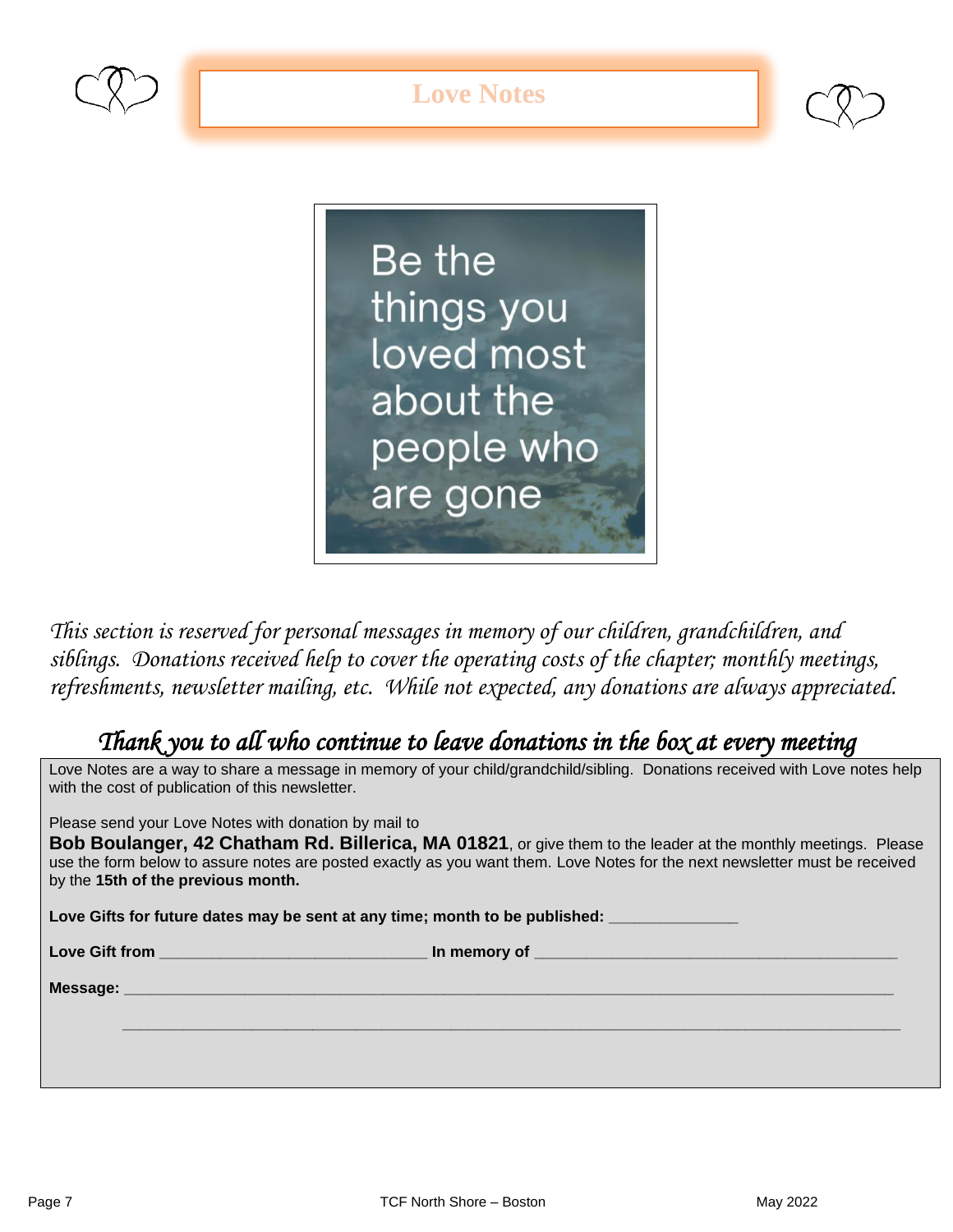# Love Notes

Be the things you loved most about the people who are gone

*This section is reserved for personal messages in memory of our children, grandchildren, and siblings. Donations received help to cover the operating costs of the chapter; monthly meetings, refreshments, newsletter mailing, etc. While not expected, any donations are always appreciated.*

## *Thank you to all who continue to leave donations in the box at every meeting*

Love Notes are a way to share a message in memory of your child/grandchild/sibling. Donations received with Love notes help with the cost of publication of this newsletter.

Please send your Love Notes with donation by mail to
**Bob Boulanger, 42 Chatham Rd. Billerica, MA 01821**, or give them to the leader at the monthly meetings. Please use the form below to assure notes are posted exactly as you want them. Love Notes for the next newsletter must be received by the **15th of the previous month.**

**Love Gifts for future dates may be sent at any time; month to be published:** ______________

**Love Gift from** ______________________________ **In memory of** ________________________________________

**Message:** ____________________________________________________________________________________

____________________________________________________________________________________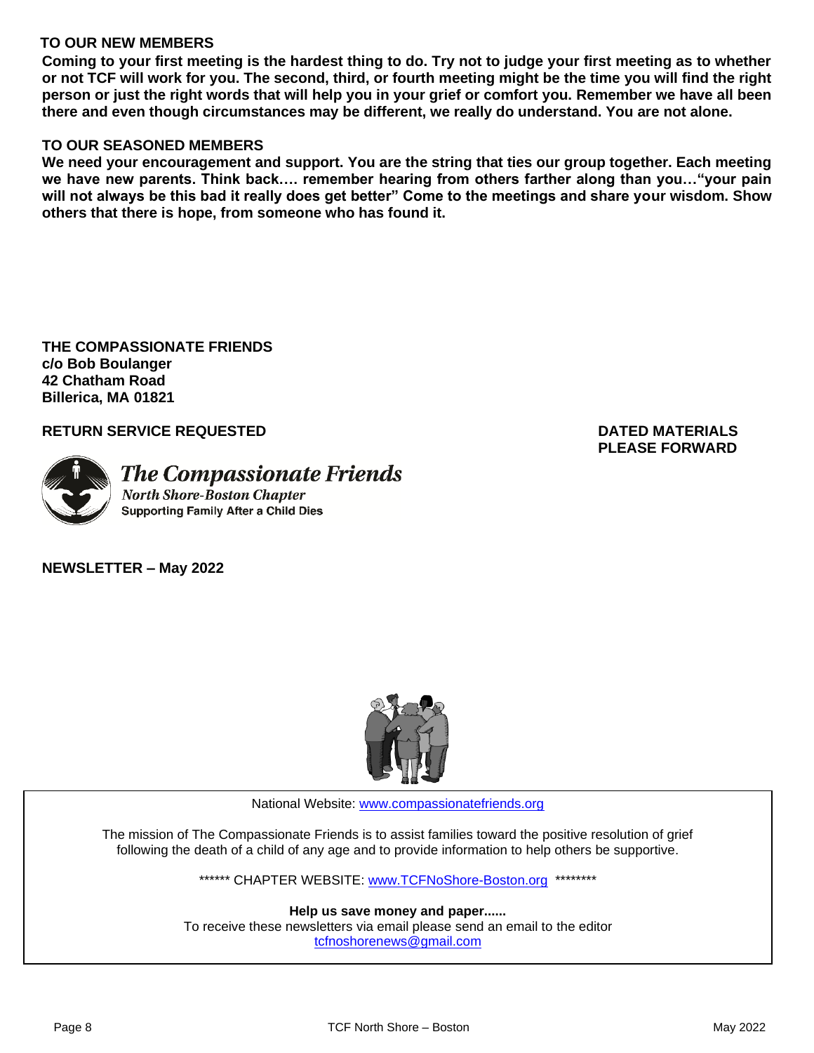## TO OUR NEW MEMBERS

**Coming to your first meeting is the hardest thing to do. Try not to judge your first meeting as to whether or not TCF will work for you. The second, third, or fourth meeting might be the time you will find the right person or just the right words that will help you in your grief or comfort you. Remember we have all been there and even though circumstances may be different, we really do understand. You are not alone.**

## TO OUR SEASONED MEMBERS

**We need your encouragement and support. You are the string that ties our group together. Each meeting we have new parents. Think back…. remember hearing from others farther along than you…"your pain will not always be this bad it really does get better" Come to the meetings and share your wisdom. Show others that there is hope, from someone who has found it.**

**THE COMPASSIONATE FRIENDS**
**c/o Bob Boulanger**
**42 Chatham Road**
**Billerica, MA 01821**

**RETURN SERVICE REQUESTED**

**DATED MATERIALS**
**PLEASE FORWARD**

*The Compassionate Friends*
*North Shore-Boston Chapter*
Supporting Family After a Child Dies

**NEWSLETTER – May 2022**

National Website: www.compassionatefriends.org

The mission of The Compassionate Friends is to assist families toward the positive resolution of grief following the death of a child of any age and to provide information to help others be supportive.

****** CHAPTER WEBSITE: www.TCFNoShore-Boston.org ********

**Help us save money and paper......**
To receive these newsletters via email please send an email to the editor
tcfnoshorenews@gmail.com